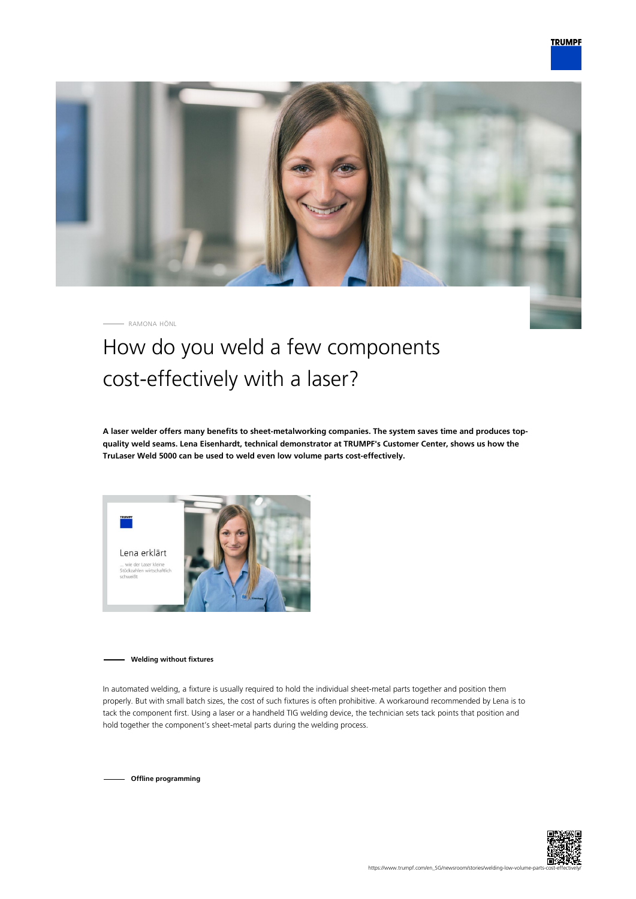RAMONA HÖNL

# How do you weld a few components cost-effectively with a laser?

**A laser welder offers many benefits to sheet-metalworking companies. The system saves time and produces top-quality weld seams. Lena Eisenhardt, technical demonstrator at TRUMPF's Customer Center, shows us how the TruLaser Weld 5000 can be used to weld even low volume parts cost-effectively.**

## Welding without fixtures

In automated welding, a fixture is usually required to hold the individual sheet-metal parts together and position them properly. But with small batch sizes, the cost of such fixtures is often prohibitive. A workaround recommended by Lena is to tack the component first. Using a laser or a handheld TIG welding device, the technician sets tack points that position and hold together the component's sheet-metal parts during the welding process.

## Offline programming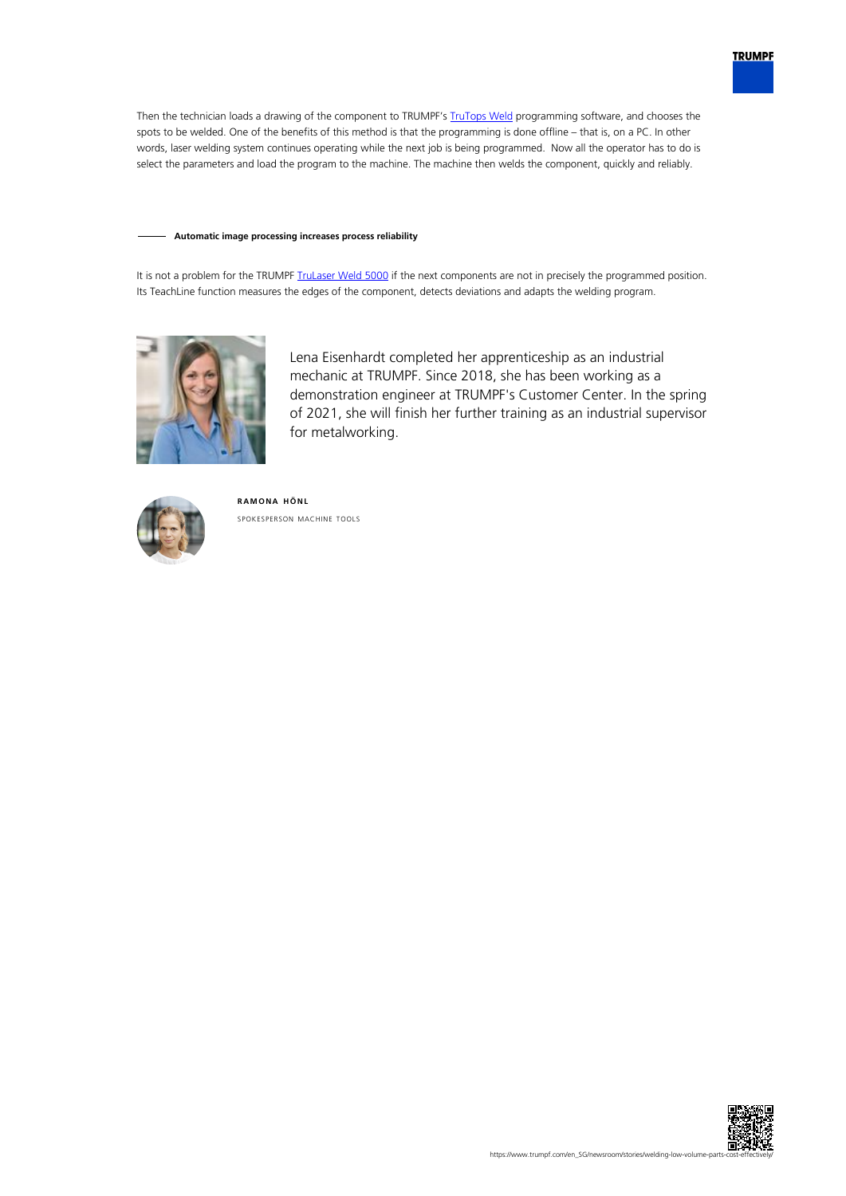Then the technician loads a drawing of the component to TRUMPF's TruTops Weld programming software, and chooses the spots to be welded. One of the benefits of this method is that the programming is done offline – that is, on a PC. In other words, laser welding system continues operating while the next job is being programmed. Now all the operator has to do is select the parameters and load the program to the machine. The machine then welds the component, quickly and reliably.

### Automatic image processing increases process reliability

It is not a problem for the TRUMPF TruLaser Weld 5000 if the next components are not in precisely the programmed position. Its TeachLine function measures the edges of the component, detects deviations and adapts the welding program.

Lena Eisenhardt completed her apprenticeship as an industrial mechanic at TRUMPF. Since 2018, she has been working as a demonstration engineer at TRUMPF's Customer Center. In the spring of 2021, she will finish her further training as an industrial supervisor for metalworking.

**RAMONA HÖNL**

SPOKESPERSON MACHINE TOOLS